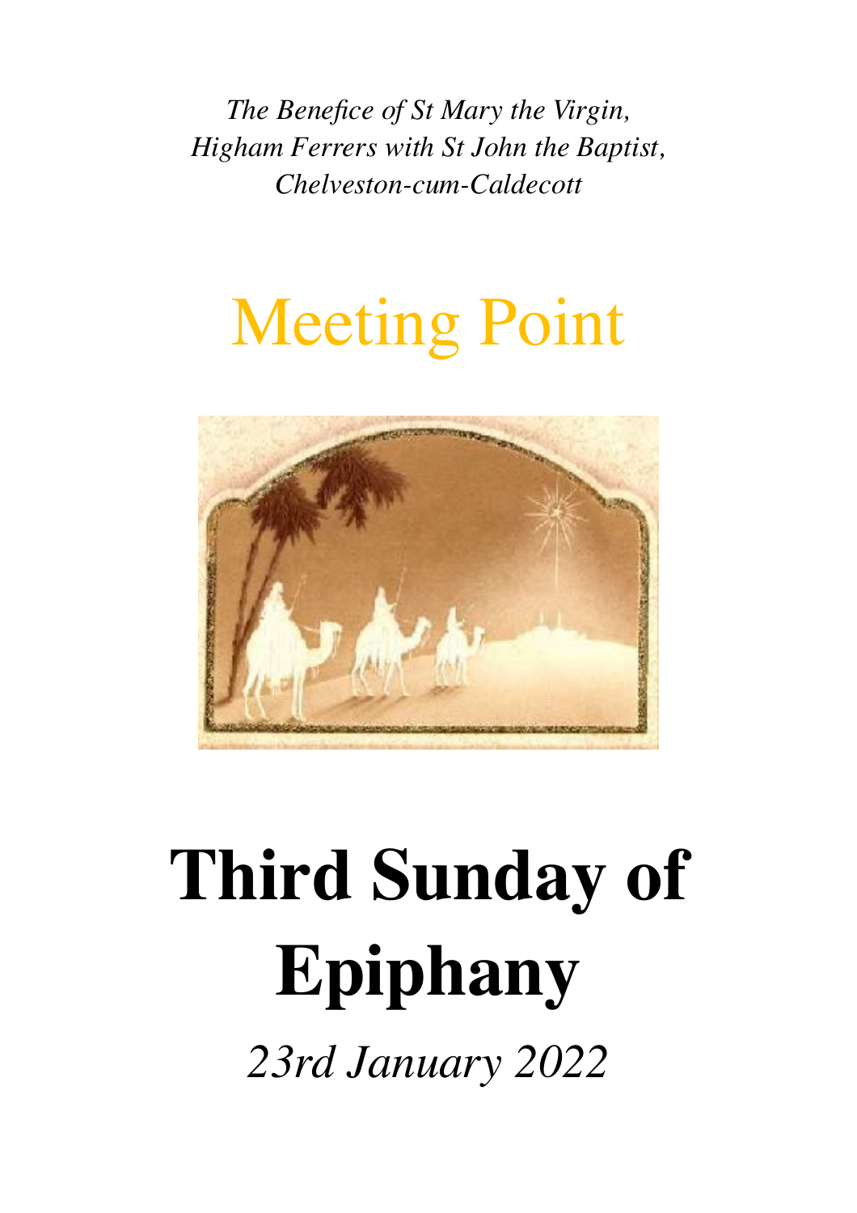*The Benefice of St Mary the Virgin,*
*Higham Ferrers with St John the Baptist,*
*Chelveston-cum-Caldecott*

# Meeting Point

# Third Sunday of Epiphany

*23rd January 2022*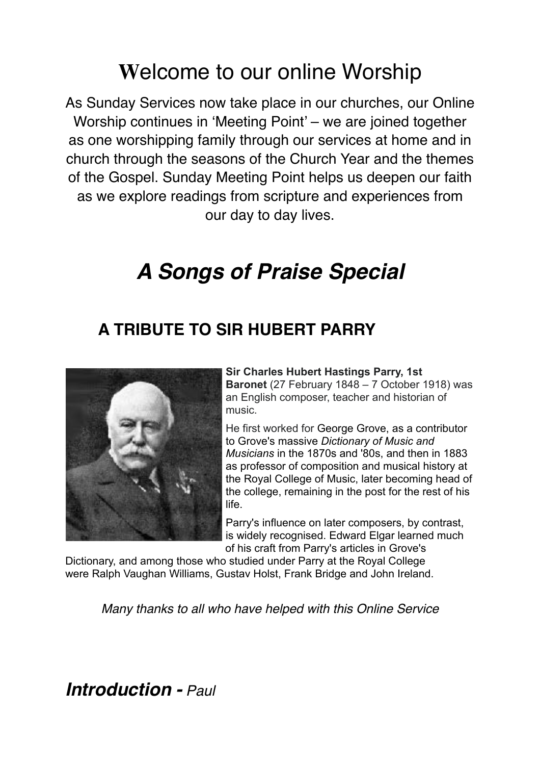# Welcome to our online Worship

As Sunday Services now take place in our churches, our Online Worship continues in 'Meeting Point' – we are joined together as one worshipping family through our services at home and in church through the seasons of the Church Year and the themes of the Gospel. Sunday Meeting Point helps us deepen our faith as we explore readings from scripture and experiences from our day to day lives.

# *A Songs of Praise Special*

## A TRIBUTE TO SIR HUBERT PARRY

**Sir Charles Hubert Hastings Parry, 1st Baronet** (27 February 1848 – 7 October 1918) was an English composer, teacher and historian of music.

He first worked for George Grove, as a contributor to Grove's massive *Dictionary of Music and Musicians* in the 1870s and '80s, and then in 1883 as professor of composition and musical history at the Royal College of Music, later becoming head of the college, remaining in the post for the rest of his life.

Parry's influence on later composers, by contrast, is widely recognised. Edward Elgar learned much of his craft from Parry's articles in Grove's Dictionary, and among those who studied under Parry at the Royal College were Ralph Vaughan Williams, Gustav Holst, Frank Bridge and John Ireland.

*Many thanks to all who have helped with this Online Service*

## ***Introduction -*** *Paul*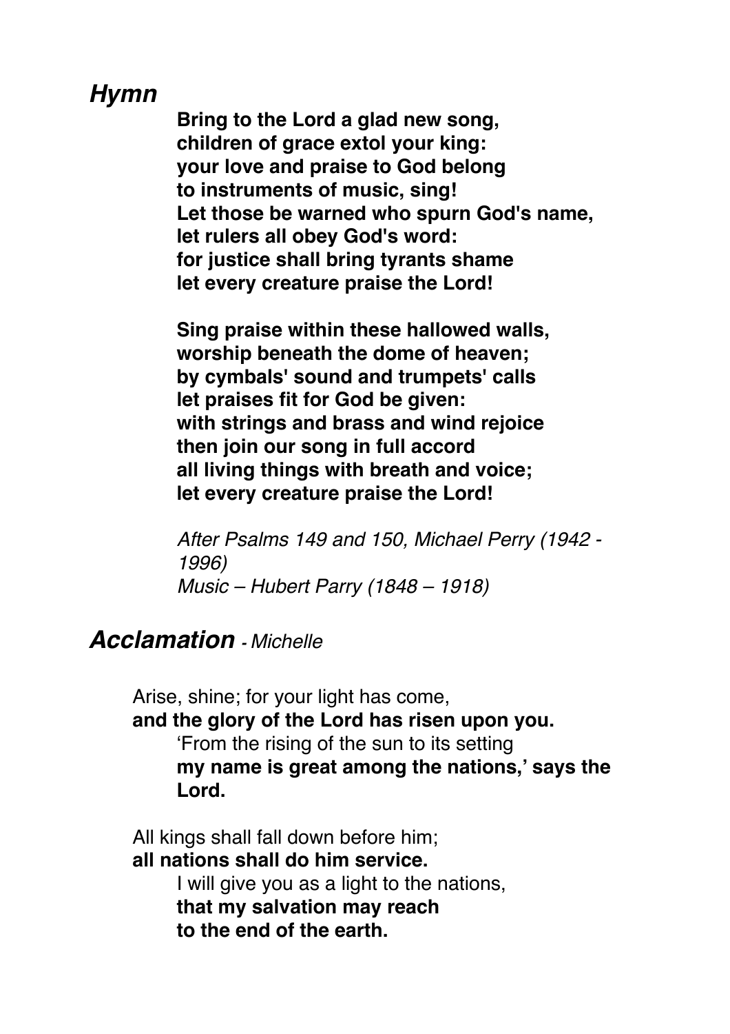## *Hymn*

**Bring to the Lord a glad new song,**
**children of grace extol your king:**
**your love and praise to God belong**
**to instruments of music, sing!**
**Let those be warned who spurn God's name,**
**let rulers all obey God's word:**
**for justice shall bring tyrants shame**
**let every creature praise the Lord!**

**Sing praise within these hallowed walls,**
**worship beneath the dome of heaven;**
**by cymbals' sound and trumpets' calls**
**let praises fit for God be given:**
**with strings and brass and wind rejoice**
**then join our song in full accord**
**all living things with breath and voice;**
**let every creature praise the Lord!**

*After Psalms 149 and 150, Michael Perry (1942 - 1996)*
*Music – Hubert Parry (1848 – 1918)*

## *Acclamation* *- Michelle*

Arise, shine; for your light has come,
**and the glory of the Lord has risen upon you.**
'From the rising of the sun to its setting
**my name is great among the nations,' says the Lord.**

All kings shall fall down before him;
**all nations shall do him service.**
I will give you as a light to the nations,
**that my salvation may reach**
**to the end of the earth.**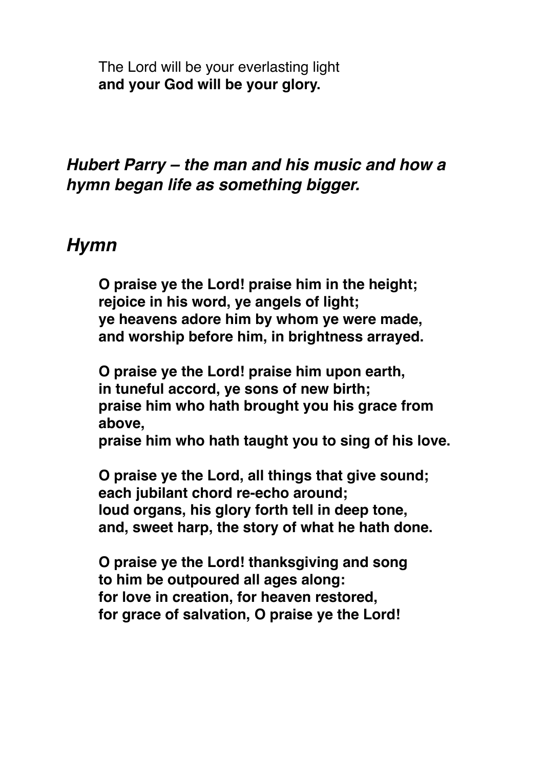The Lord will be your everlasting light
**and your God will be your glory.**

## *Hubert Parry – the man and his music and how a hymn began life as something bigger.*

## *Hymn*

**O praise ye the Lord! praise him in the height;**
**rejoice in his word, ye angels of light;**
**ye heavens adore him by whom ye were made,**
**and worship before him, in brightness arrayed.**

**O praise ye the Lord! praise him upon earth,**
**in tuneful accord, ye sons of new birth;**
**praise him who hath brought you his grace from above,**
**praise him who hath taught you to sing of his love.**

**O praise ye the Lord, all things that give sound;**
**each jubilant chord re-echo around;**
**loud organs, his glory forth tell in deep tone,**
**and, sweet harp, the story of what he hath done.**

**O praise ye the Lord! thanksgiving and song**
**to him be outpoured all ages along:**
**for love in creation, for heaven restored,**
**for grace of salvation, O praise ye the Lord!**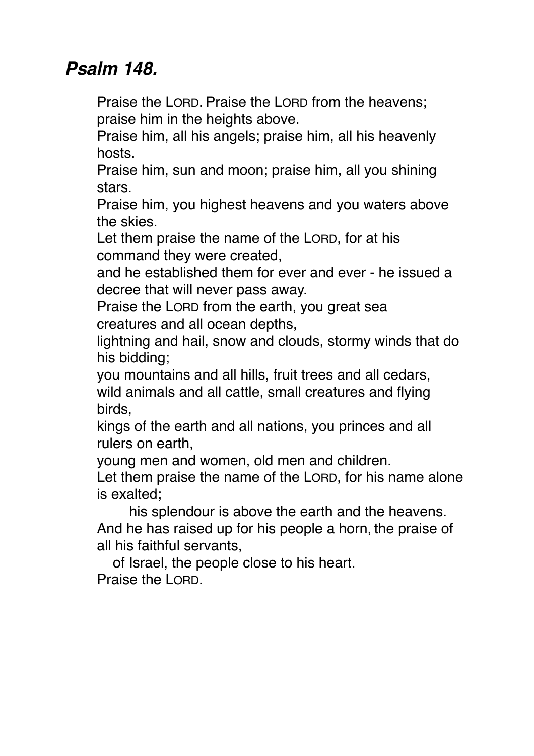## ***Psalm 148.***

Praise the LORD. Praise the LORD from the heavens; praise him in the heights above.
Praise him, all his angels; praise him, all his heavenly hosts.
Praise him, sun and moon; praise him, all you shining stars.
Praise him, you highest heavens and you waters above the skies.
Let them praise the name of the LORD, for at his command they were created,
and he established them for ever and ever - he issued a decree that will never pass away.
Praise the LORD from the earth, you great sea creatures and all ocean depths,
lightning and hail, snow and clouds, stormy winds that do his bidding;
you mountains and all hills, fruit trees and all cedars,
wild animals and all cattle, small creatures and flying birds,
kings of the earth and all nations, you princes and all rulers on earth,
young men and women, old men and children.
Let them praise the name of the LORD, for his name alone is exalted;
his splendour is above the earth and the heavens.
And he has raised up for his people a horn, the praise of all his faithful servants,
of Israel, the people close to his heart.
Praise the LORD.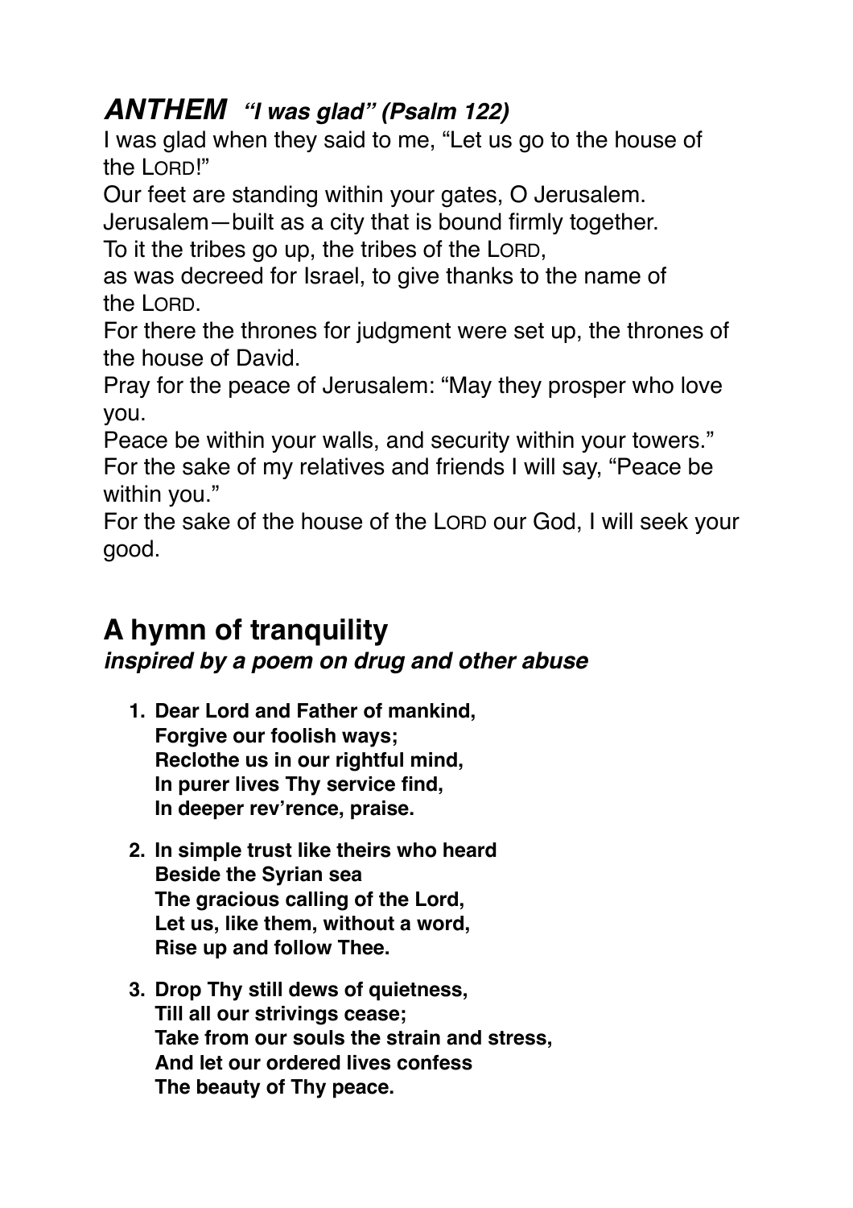## ***ANTHEM*** ***"I was glad" (Psalm 122)***

I was glad when they said to me, "Let us go to the house of the LORD!"
Our feet are standing within your gates, O Jerusalem.
Jerusalem—built as a city that is bound firmly together.
To it the tribes go up, the tribes of the LORD,
as was decreed for Israel, to give thanks to the name of the LORD.
For there the thrones for judgment were set up, the thrones of the house of David.
Pray for the peace of Jerusalem: "May they prosper who love you.
Peace be within your walls, and security within your towers."
For the sake of my relatives and friends I will say, "Peace be within you."
For the sake of the house of the LORD our God, I will seek your good.

## A hymn of tranquility

***inspired by a poem on drug and other abuse***

1. **Dear Lord and Father of mankind,**
   **Forgive our foolish ways;**
   **Reclothe us in our rightful mind,**
   **In purer lives Thy service find,**
   **In deeper rev'rence, praise.**

2. **In simple trust like theirs who heard**
   **Beside the Syrian sea**
   **The gracious calling of the Lord,**
   **Let us, like them, without a word,**
   **Rise up and follow Thee.**

3. **Drop Thy still dews of quietness,**
   **Till all our strivings cease;**
   **Take from our souls the strain and stress,**
   **And let our ordered lives confess**
   **The beauty of Thy peace.**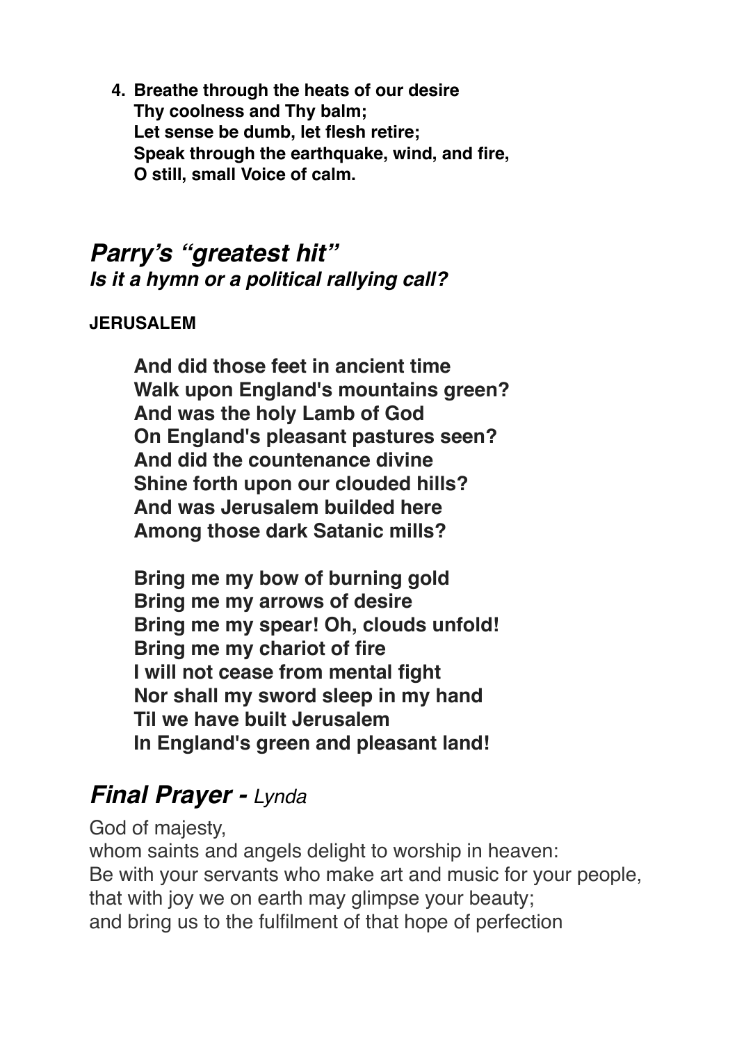4. **Breathe through the heats of our desire**
   **Thy coolness and Thy balm;**
   **Let sense be dumb, let flesh retire;**
   **Speak through the earthquake, wind, and fire,**
   **O still, small Voice of calm.**

## *Parry's "greatest hit"*
### *Is it a hymn or a political rallying call?*

**JERUSALEM**

**And did those feet in ancient time**
**Walk upon England's mountains green?**
**And was the holy Lamb of God**
**On England's pleasant pastures seen?**
**And did the countenance divine**
**Shine forth upon our clouded hills?**
**And was Jerusalem builded here**
**Among those dark Satanic mills?**

**Bring me my bow of burning gold**
**Bring me my arrows of desire**
**Bring me my spear! Oh, clouds unfold!**
**Bring me my chariot of fire**
**I will not cease from mental fight**
**Nor shall my sword sleep in my hand**
**Til we have built Jerusalem**
**In England's green and pleasant land!**

## *Final Prayer - Lynda*

God of majesty,
whom saints and angels delight to worship in heaven:
Be with your servants who make art and music for your people,
that with joy we on earth may glimpse your beauty;
and bring us to the fulfilment of that hope of perfection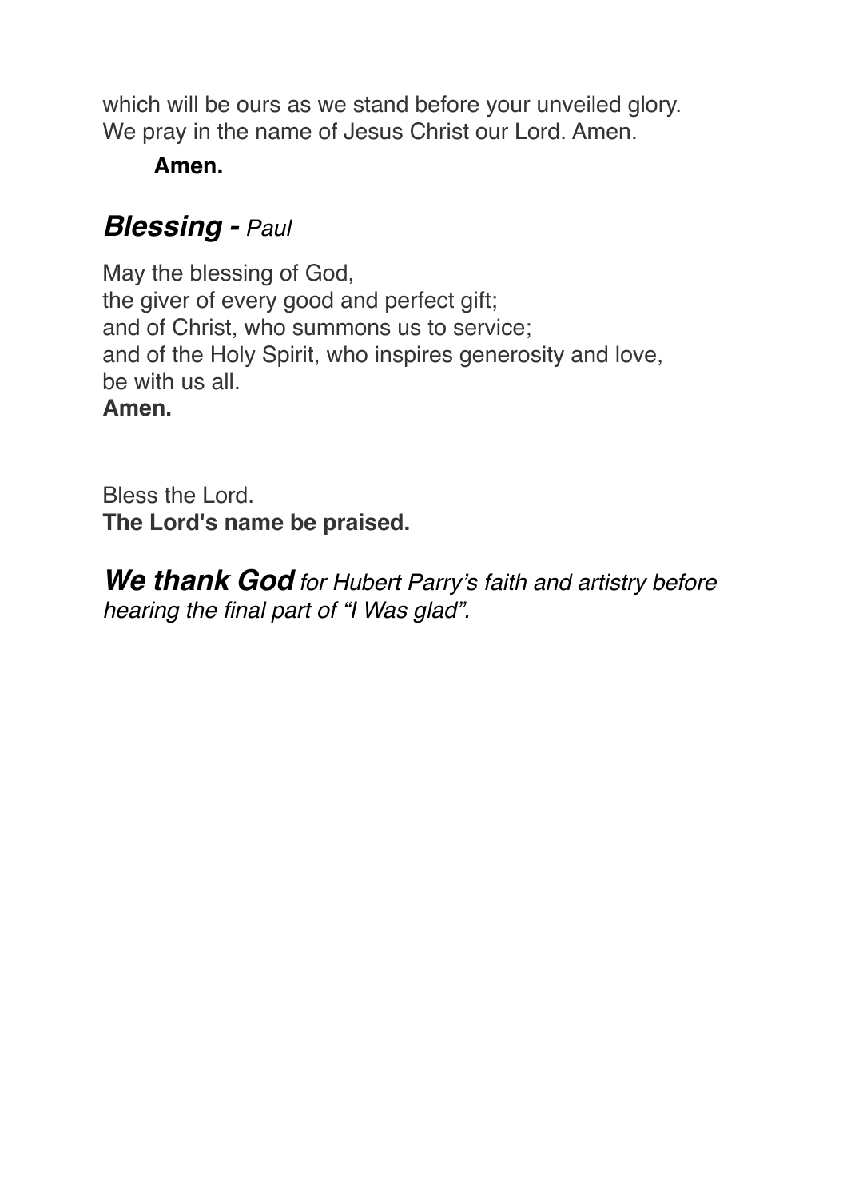which will be ours as we stand before your unveiled glory.
We pray in the name of Jesus Christ our Lord. Amen.

**Amen.**

## ***Blessing -*** *Paul*

May the blessing of God,
the giver of every good and perfect gift;
and of Christ, who summons us to service;
and of the Holy Spirit, who inspires generosity and love,
be with us all.
**Amen.**

Bless the Lord.
**The Lord's name be praised.**

***We thank God*** *for Hubert Parry's faith and artistry before hearing the final part of "I Was glad".*